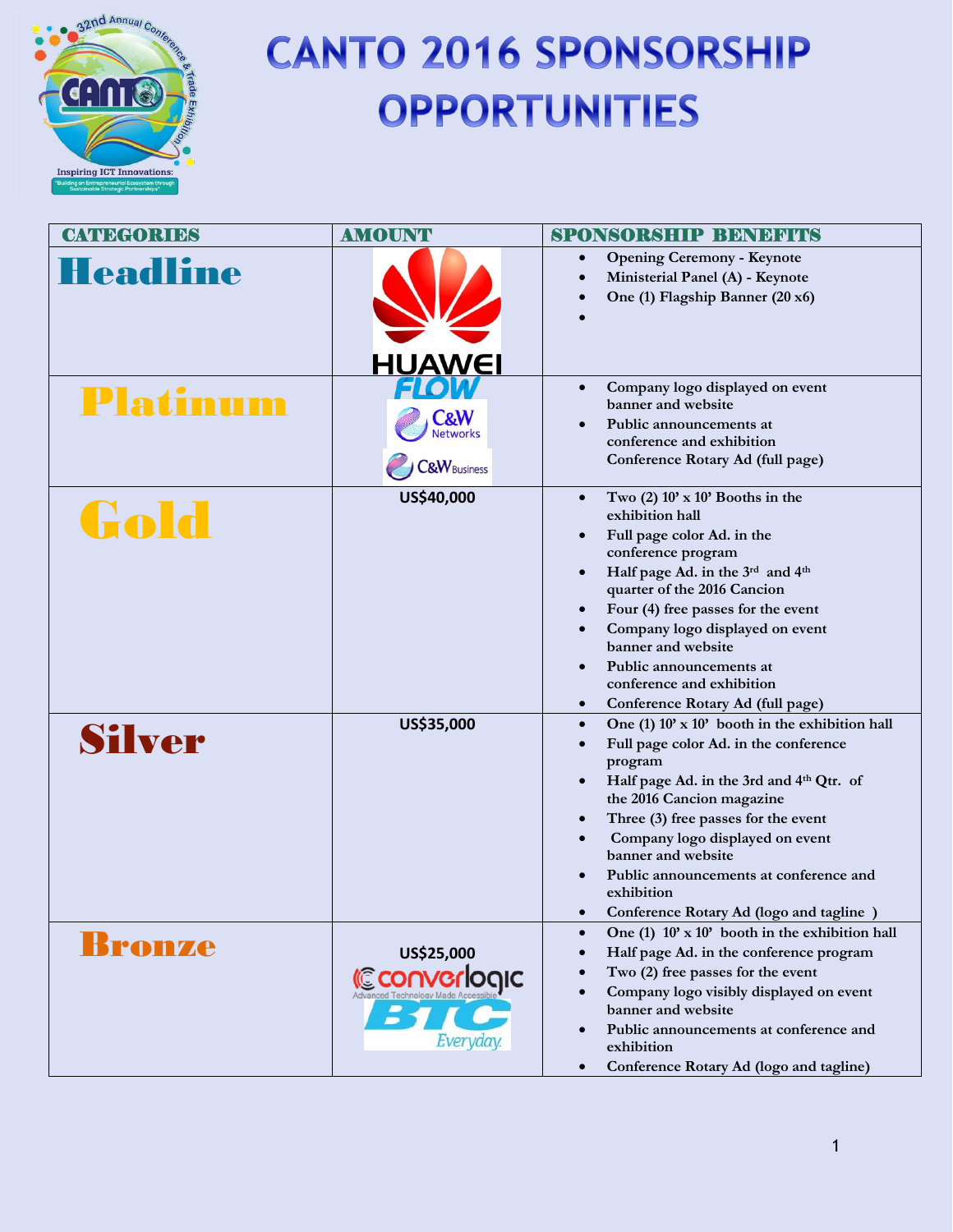# CANTO 2016 SPONSORSHIP OPPORTUNITIES

| CATEGORIES | AMOUNT | SPONSORSHIP BENEFITS |
| --- | --- | --- |
| **Headline** | HUAWEI | • Opening Ceremony - Keynote<br>• Ministerial Panel (A) - Keynote<br>• One (1) Flagship Banner (20 x6)<br>• |
| **Platinum** | FLOW<br>C&W Networks<br>C&W Business | • Company logo displayed on event banner and website<br>• Public announcements at conference and exhibition Conference Rotary Ad (full page) |
| **Gold** | US$40,000 | • Two (2) 10' x 10' Booths in the exhibition hall<br>• Full page color Ad. in the conference program<br>• Half page Ad. in the 3rd and 4th quarter of the 2016 Cancion<br>• Four (4) free passes for the event<br>• Company logo displayed on event banner and website<br>• Public announcements at conference and exhibition<br>• Conference Rotary Ad (full page) |
| **Silver** | US$35,000 | • One (1) 10' x 10' booth in the exhibition hall<br>• Full page color Ad. in the conference program<br>• Half page Ad. in the 3rd and 4th Qtr. of the 2016 Cancion magazine<br>• Three (3) free passes for the event<br>• Company logo displayed on event banner and website<br>• Public announcements at conference and exhibition<br>• Conference Rotary Ad (logo and tagline ) |
| **Bronze** | US$25,000<br>converlogic (Advanced Technology Made Accessible)<br>BTC Everyday. | • One (1) 10' x 10' booth in the exhibition hall<br>• Half page Ad. in the conference program<br>• Two (2) free passes for the event<br>• Company logo visibly displayed on event banner and website<br>• Public announcements at conference and exhibition<br>• Conference Rotary Ad (logo and tagline) |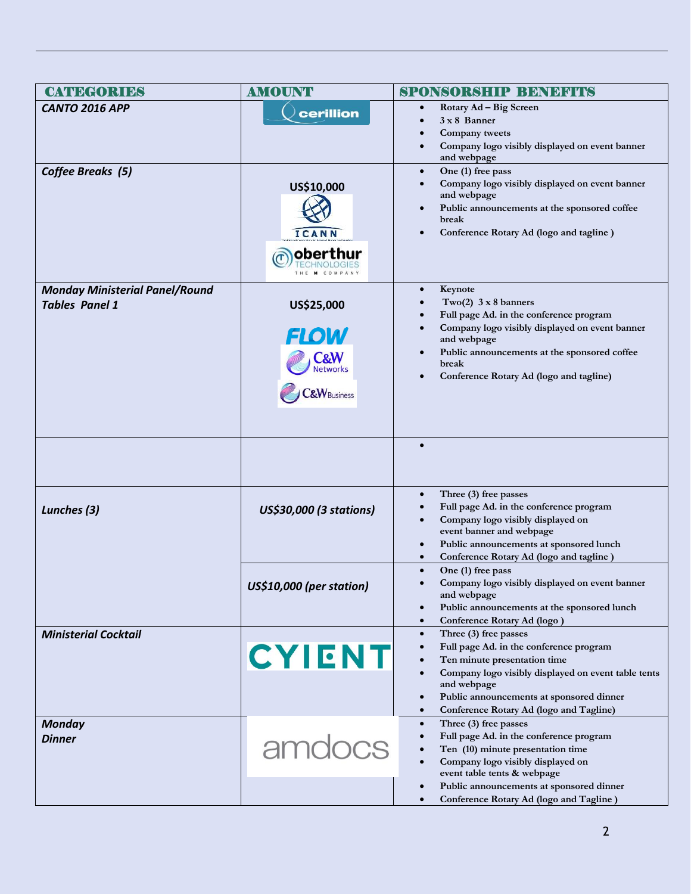| CATEGORIES | AMOUNT | SPONSORSHIP BENEFITS |
|---|---|---|
| *CANTO 2016 APP* | cerillion | • Rotary Ad – Big Screen<br>• 3 x 8 Banner<br>• Company tweets<br>• Company logo visibly displayed on event banner and webpage |
| *Coffee Breaks (5)* | US$10,000<br>ICANN<br>oberthur TECHNOLOGIES | • One (1) free pass<br>• Company logo visibly displayed on event banner and webpage<br>• Public announcements at the sponsored coffee break<br>• Conference Rotary Ad (logo and tagline ) |
| *Monday Ministerial Panel/Round Tables Panel 1* | US$25,000<br>FLOW<br>C&W Networks<br>C&W Business | • Keynote<br>• Two(2) 3 x 8 banners<br>• Full page Ad. in the conference program<br>• Company logo visibly displayed on event banner and webpage<br>• Public announcements at the sponsored coffee break<br>• Conference Rotary Ad (logo and tagline) |
| | | • |
| *Lunches (3)* | *US$30,000 (3 stations)* | • Three (3) free passes<br>• Full page Ad. in the conference program<br>• Company logo visibly displayed on event banner and webpage<br>• Public announcements at sponsored lunch<br>• Conference Rotary Ad (logo and tagline ) |
| | *US$10,000 (per station)* | • One (1) free pass<br>• Company logo visibly displayed on event banner and webpage<br>• Public announcements at the sponsored lunch<br>• Conference Rotary Ad (logo ) |
| *Ministerial Cocktail* | CYIENT | • Three (3) free passes<br>• Full page Ad. in the conference program<br>• Ten minute presentation time<br>• Company logo visibly displayed on event table tents and webpage<br>• Public announcements at sponsored dinner<br>• Conference Rotary Ad (logo and Tagline) |
| *Monday Dinner* | amdocs | • Three (3) free passes<br>• Full page Ad. in the conference program<br>• Ten (10) minute presentation time<br>• Company logo visibly displayed on event table tents & webpage<br>• Public announcements at sponsored dinner<br>• Conference Rotary Ad (logo and Tagline ) |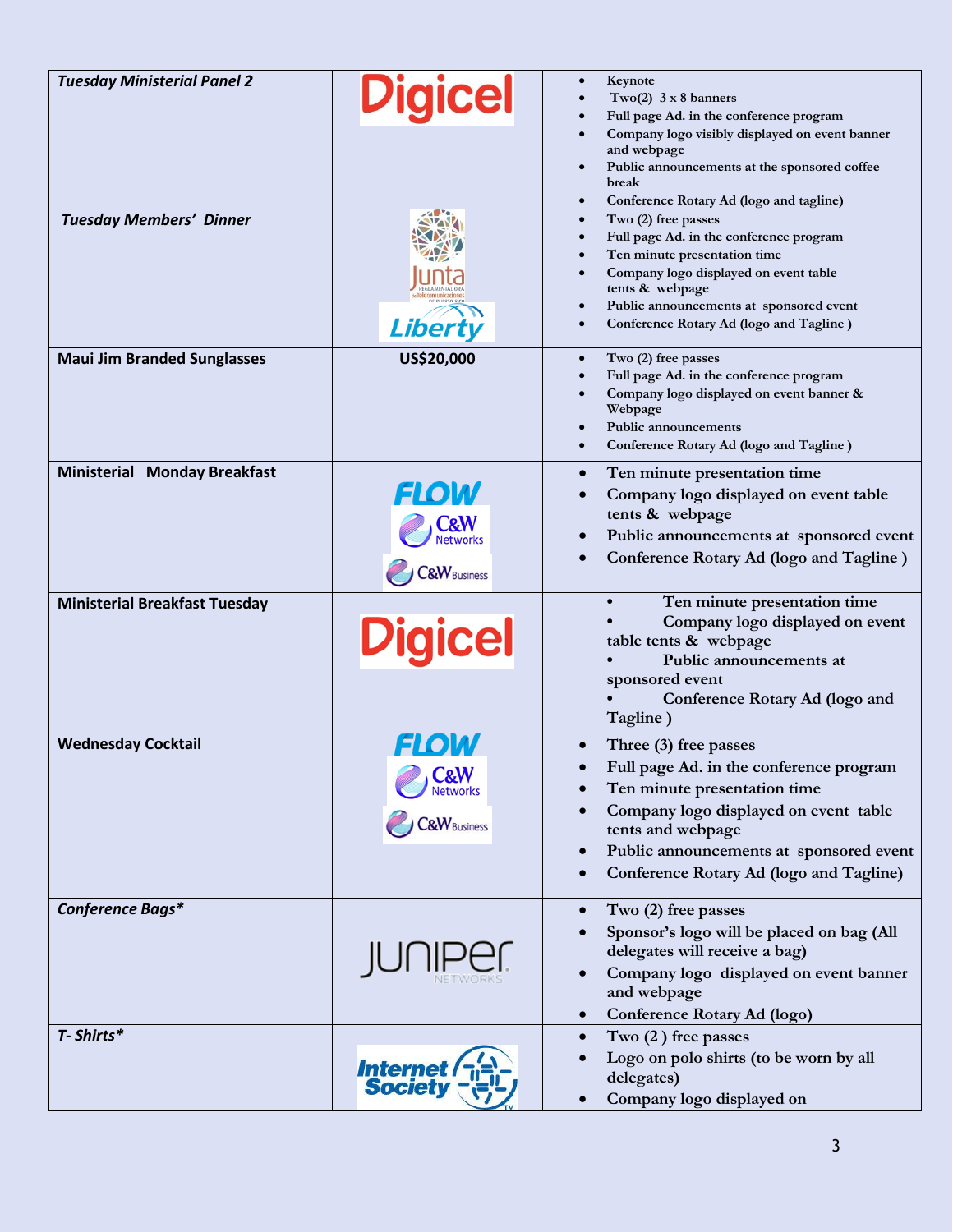| Tuesday Ministerial Panel 2 | Digicel | • Keynote<br>• Two(2) 3 x 8 banners<br>• Full page Ad. in the conference program<br>• Company logo visibly displayed on event banner and webpage<br>• Public announcements at the sponsored coffee break<br>• Conference Rotary Ad (logo and tagline) |
|---|---|---|
| *Tuesday Members' Dinner* | Junta Reglamentadora de Telecomunicaciones de Puerto Rico<br>Liberty | • Two (2) free passes<br>• Full page Ad. in the conference program<br>• Ten minute presentation time<br>• Company logo displayed on event table tents & webpage<br>• Public announcements at sponsored event<br>• Conference Rotary Ad (logo and Tagline ) |
| **Maui Jim Branded Sunglasses** | **US$20,000** | • Two (2) free passes<br>• Full page Ad. in the conference program<br>• Company logo displayed on event banner & Webpage<br>• Public announcements<br>• Conference Rotary Ad (logo and Tagline ) |
| **Ministerial Monday Breakfast** | FLOW<br>C&W Networks<br>C&W Business | • Ten minute presentation time<br>• Company logo displayed on event table tents & webpage<br>• Public announcements at sponsored event<br>• Conference Rotary Ad (logo and Tagline ) |
| **Ministerial Breakfast Tuesday** | Digicel | • Ten minute presentation time<br>• Company logo displayed on event table tents & webpage<br>• Public announcements at sponsored event<br>• Conference Rotary Ad (logo and Tagline ) |
| **Wednesday Cocktail** | FLOW<br>C&W Networks<br>C&W Business | • Three (3) free passes<br>• Full page Ad. in the conference program<br>• Ten minute presentation time<br>• Company logo displayed on event table tents and webpage<br>• Public announcements at sponsored event<br>• Conference Rotary Ad (logo and Tagline) |
| *Conference Bags** | Juniper Networks | • Two (2) free passes<br>• Sponsor's logo will be placed on bag (All delegates will receive a bag)<br>• Company logo displayed on event banner and webpage<br>• Conference Rotary Ad (logo) |
| *T- Shirts** | Internet Society | • Two (2 ) free passes<br>• Logo on polo shirts (to be worn by all delegates)<br>• Company logo displayed on |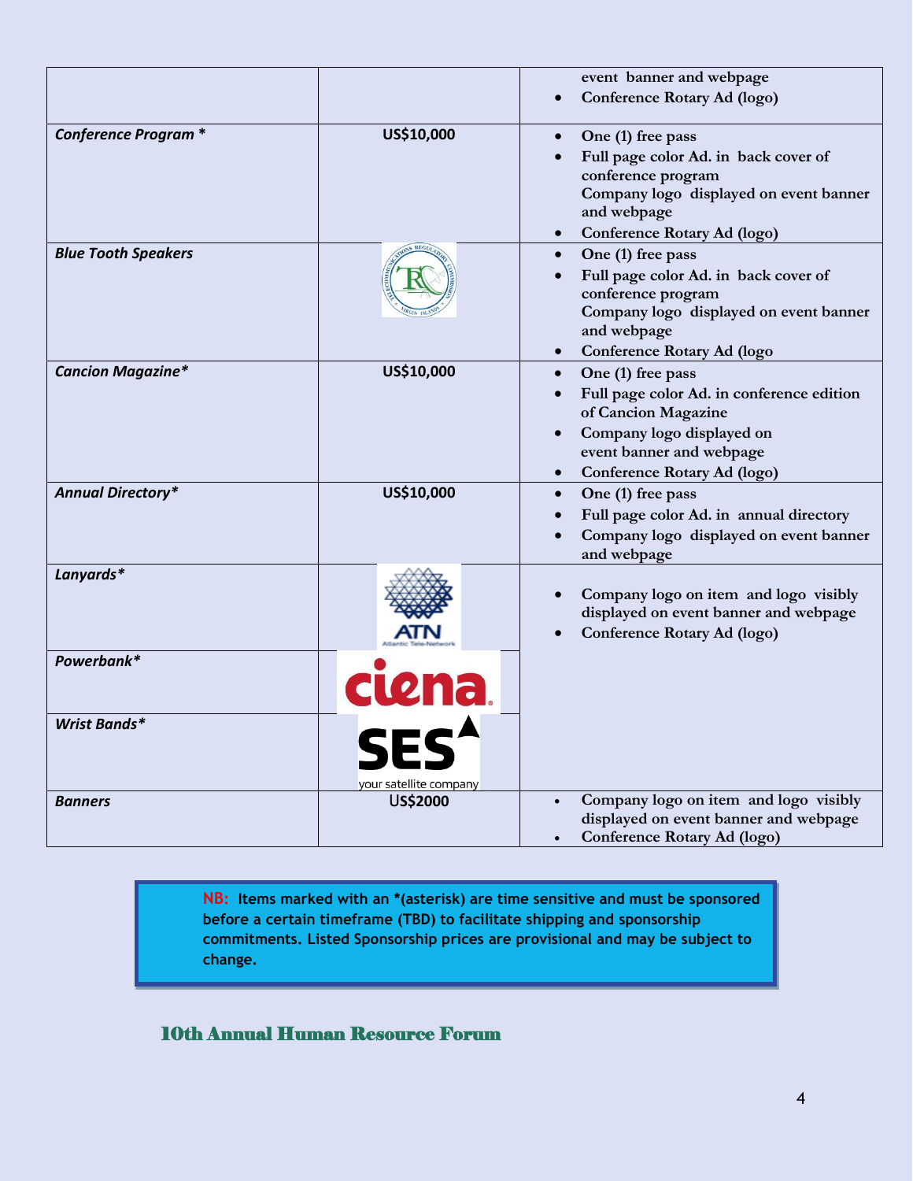| | | |
|---|---|---|
| | | event banner and webpage<br>• Conference Rotary Ad (logo) |
| ***Conference Program **** | **US$10,000** | • One (1) free pass<br>• Full page color Ad. in back cover of conference program<br>Company logo displayed on event banner and webpage<br>• Conference Rotary Ad (logo) |
| ***Blue Tooth Speakers*** | | • One (1) free pass<br>• Full page color Ad. in back cover of conference program<br>Company logo displayed on event banner and webpage<br>• Conference Rotary Ad (logo |
| ***Cancion Magazine**** | **US$10,000** | • One (1) free pass<br>• Full page color Ad. in conference edition of Cancion Magazine<br>• Company logo displayed on event banner and webpage<br>• Conference Rotary Ad (logo) |
| ***Annual Directory**** | **US$10,000** | • One (1) free pass<br>• Full page color Ad. in annual directory<br>• Company logo displayed on event banner and webpage |
| ***Lanyards**** | | • Company logo on item and logo visibly displayed on event banner and webpage<br>• Conference Rotary Ad (logo) |
| ***Powerbank**** | | |
| ***Wrist Bands**** | | |
| ***Banners*** | **US$2000** | • Company logo on item and logo visibly displayed on event banner and webpage<br>• Conference Rotary Ad (logo) |

**NB: Items marked with an *(asterisk) are time sensitive and must be sponsored before a certain timeframe (TBD) to facilitate shipping and sponsorship commitments. Listed Sponsorship prices are provisional and may be subject to change.**

**10th Annual Human Resource Forum**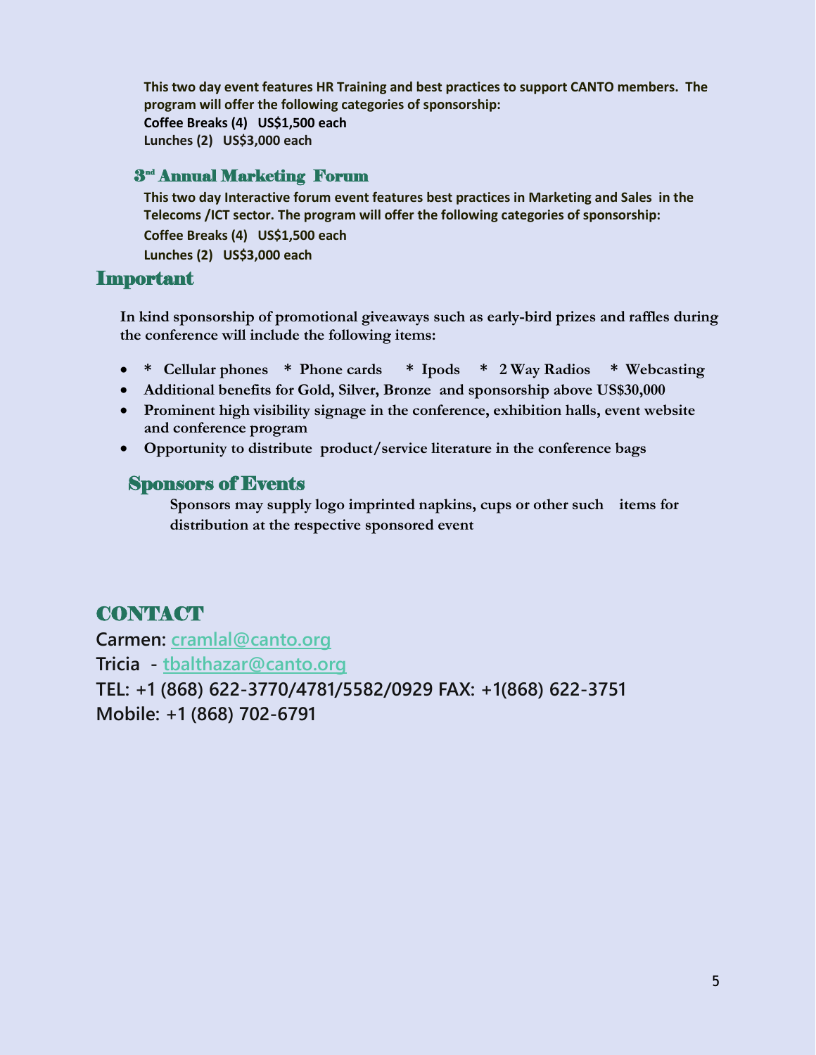**This two day event features HR Training and best practices to support CANTO members. The program will offer the following categories of sponsorship:**

**Coffee Breaks (4) US$1,500 each**

**Lunches (2) US$3,000 each**

### 3rd Annual Marketing Forum

**This two day Interactive forum event features best practices in Marketing and Sales in the Telecoms /ICT sector. The program will offer the following categories of sponsorship:**

**Coffee Breaks (4) US$1,500 each**

**Lunches (2) US$3,000 each**

## Important

**In kind sponsorship of promotional giveaways such as early-bird prizes and raffles during the conference will include the following items:**

- **\* Cellular phones \* Phone cards \* Ipods \* 2 Way Radios \* Webcasting**
- **Additional benefits for Gold, Silver, Bronze and sponsorship above US$30,000**
- **Prominent high visibility signage in the conference, exhibition halls, event website and conference program**
- **Opportunity to distribute product/service literature in the conference bags**

### Sponsors of Events

**Sponsors may supply logo imprinted napkins, cups or other such items for distribution at the respective sponsored event**

## CONTACT

**Carmen: cramlal@canto.org**

**Tricia - tbalthazar@canto.org**

**TEL: +1 (868) 622-3770/4781/5582/0929 FAX: +1(868) 622-3751**

**Mobile: +1 (868) 702-6791**